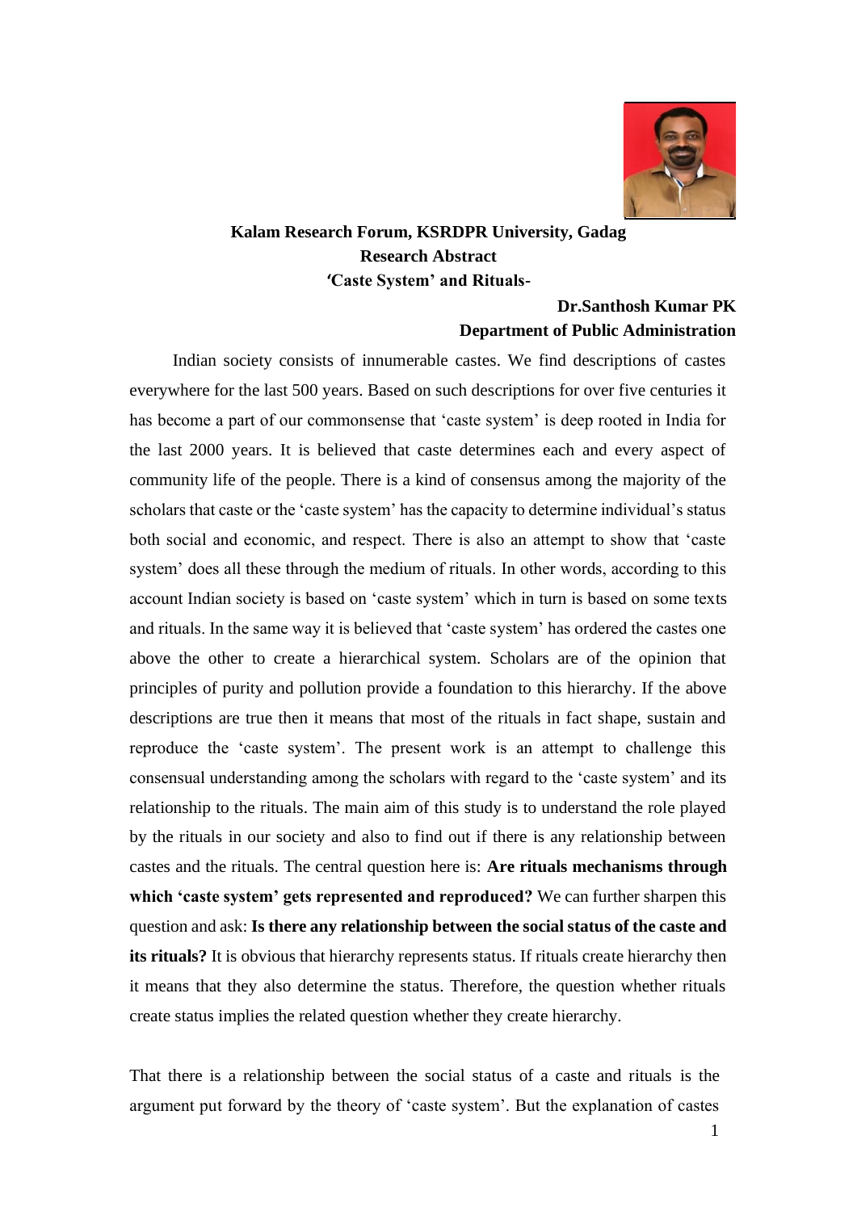**Kalam Research Forum, KSRDPR University, Gadag**

**Research Abstract**

# ‘Caste System’ and Rituals-

**Dr.Santhosh Kumar PK**
**Department of Public Administration**

Indian society consists of innumerable castes. We find descriptions of castes everywhere for the last 500 years. Based on such descriptions for over five centuries it has become a part of our commonsense that ‘caste system’ is deep rooted in India for the last 2000 years. It is believed that caste determines each and every aspect of community life of the people. There is a kind of consensus among the majority of the scholars that caste or the ‘caste system’ has the capacity to determine individual’s status both social and economic, and respect. There is also an attempt to show that ‘caste system’ does all these through the medium of rituals. In other words, according to this account Indian society is based on ‘caste system’ which in turn is based on some texts and rituals. In the same way it is believed that ‘caste system’ has ordered the castes one above the other to create a hierarchical system. Scholars are of the opinion that principles of purity and pollution provide a foundation to this hierarchy. If the above descriptions are true then it means that most of the rituals in fact shape, sustain and reproduce the ‘caste system’. The present work is an attempt to challenge this consensual understanding among the scholars with regard to the ‘caste system’ and its relationship to the rituals. The main aim of this study is to understand the role played by the rituals in our society and also to find out if there is any relationship between castes and the rituals. The central question here is: **Are rituals mechanisms through which ‘caste system’ gets represented and reproduced?** We can further sharpen this question and ask: **Is there any relationship between the social status of the caste and its rituals?** It is obvious that hierarchy represents status. If rituals create hierarchy then it means that they also determine the status. Therefore, the question whether rituals create status implies the related question whether they create hierarchy.

That there is a relationship between the social status of a caste and rituals is the argument put forward by the theory of ‘caste system’. But the explanation of castes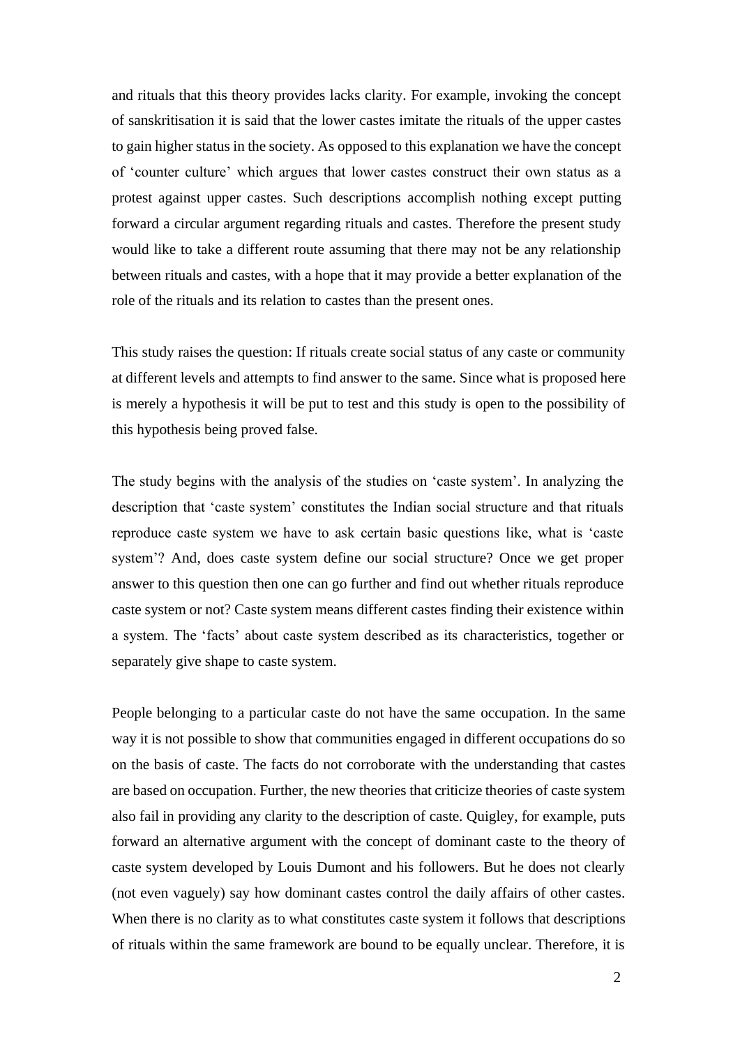and rituals that this theory provides lacks clarity. For example, invoking the concept of sanskritisation it is said that the lower castes imitate the rituals of the upper castes to gain higher status in the society. As opposed to this explanation we have the concept of 'counter culture' which argues that lower castes construct their own status as a protest against upper castes. Such descriptions accomplish nothing except putting forward a circular argument regarding rituals and castes. Therefore the present study would like to take a different route assuming that there may not be any relationship between rituals and castes, with a hope that it may provide a better explanation of the role of the rituals and its relation to castes than the present ones.

This study raises the question: If rituals create social status of any caste or community at different levels and attempts to find answer to the same. Since what is proposed here is merely a hypothesis it will be put to test and this study is open to the possibility of this hypothesis being proved false.

The study begins with the analysis of the studies on 'caste system'. In analyzing the description that 'caste system' constitutes the Indian social structure and that rituals reproduce caste system we have to ask certain basic questions like, what is 'caste system'? And, does caste system define our social structure? Once we get proper answer to this question then one can go further and find out whether rituals reproduce caste system or not? Caste system means different castes finding their existence within a system. The 'facts' about caste system described as its characteristics, together or separately give shape to caste system.

People belonging to a particular caste do not have the same occupation. In the same way it is not possible to show that communities engaged in different occupations do so on the basis of caste. The facts do not corroborate with the understanding that castes are based on occupation. Further, the new theories that criticize theories of caste system also fail in providing any clarity to the description of caste. Quigley, for example, puts forward an alternative argument with the concept of dominant caste to the theory of caste system developed by Louis Dumont and his followers. But he does not clearly (not even vaguely) say how dominant castes control the daily affairs of other castes. When there is no clarity as to what constitutes caste system it follows that descriptions of rituals within the same framework are bound to be equally unclear. Therefore, it is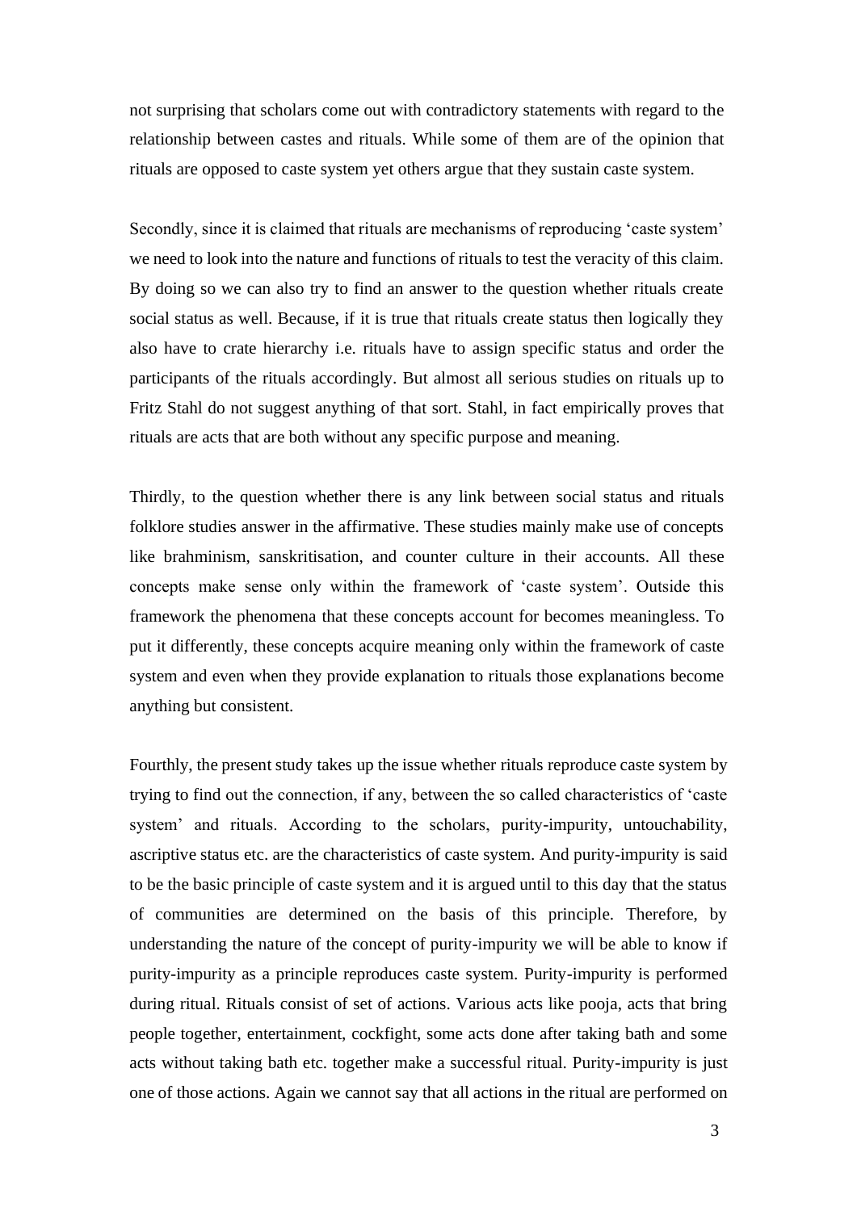not surprising that scholars come out with contradictory statements with regard to the relationship between castes and rituals. While some of them are of the opinion that rituals are opposed to caste system yet others argue that they sustain caste system.

Secondly, since it is claimed that rituals are mechanisms of reproducing 'caste system' we need to look into the nature and functions of rituals to test the veracity of this claim. By doing so we can also try to find an answer to the question whether rituals create social status as well. Because, if it is true that rituals create status then logically they also have to crate hierarchy i.e. rituals have to assign specific status and order the participants of the rituals accordingly. But almost all serious studies on rituals up to Fritz Stahl do not suggest anything of that sort. Stahl, in fact empirically proves that rituals are acts that are both without any specific purpose and meaning.

Thirdly, to the question whether there is any link between social status and rituals folklore studies answer in the affirmative. These studies mainly make use of concepts like brahminism, sanskritisation, and counter culture in their accounts. All these concepts make sense only within the framework of 'caste system'. Outside this framework the phenomena that these concepts account for becomes meaningless. To put it differently, these concepts acquire meaning only within the framework of caste system and even when they provide explanation to rituals those explanations become anything but consistent.

Fourthly, the present study takes up the issue whether rituals reproduce caste system by trying to find out the connection, if any, between the so called characteristics of 'caste system' and rituals. According to the scholars, purity-impurity, untouchability, ascriptive status etc. are the characteristics of caste system. And purity-impurity is said to be the basic principle of caste system and it is argued until to this day that the status of communities are determined on the basis of this principle. Therefore, by understanding the nature of the concept of purity-impurity we will be able to know if purity-impurity as a principle reproduces caste system. Purity-impurity is performed during ritual. Rituals consist of set of actions. Various acts like pooja, acts that bring people together, entertainment, cockfight, some acts done after taking bath and some acts without taking bath etc. together make a successful ritual. Purity-impurity is just one of those actions. Again we cannot say that all actions in the ritual are performed on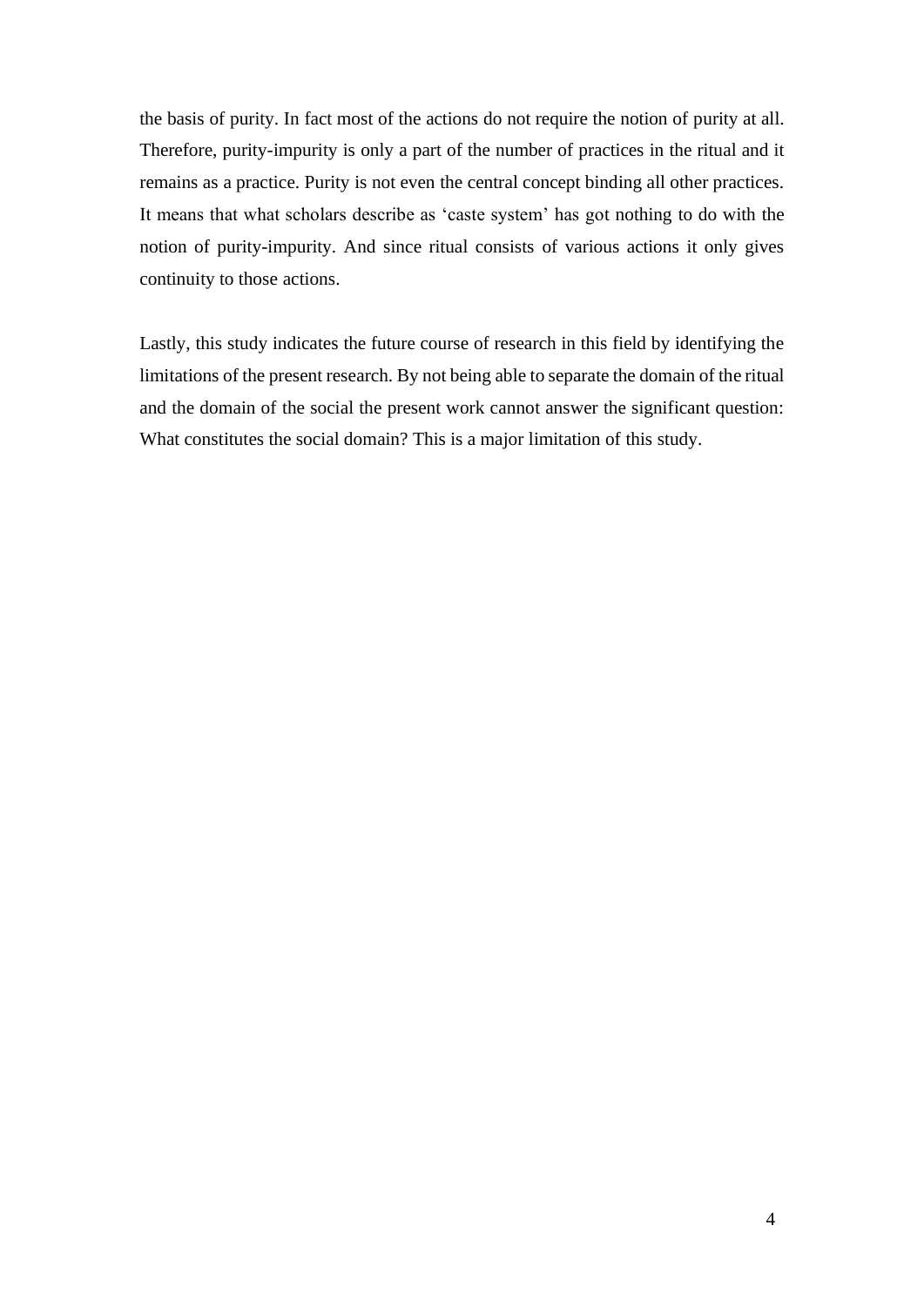the basis of purity. In fact most of the actions do not require the notion of purity at all. Therefore, purity-impurity is only a part of the number of practices in the ritual and it remains as a practice. Purity is not even the central concept binding all other practices. It means that what scholars describe as 'caste system' has got nothing to do with the notion of purity-impurity. And since ritual consists of various actions it only gives continuity to those actions.

Lastly, this study indicates the future course of research in this field by identifying the limitations of the present research. By not being able to separate the domain of the ritual and the domain of the social the present work cannot answer the significant question: What constitutes the social domain? This is a major limitation of this study.